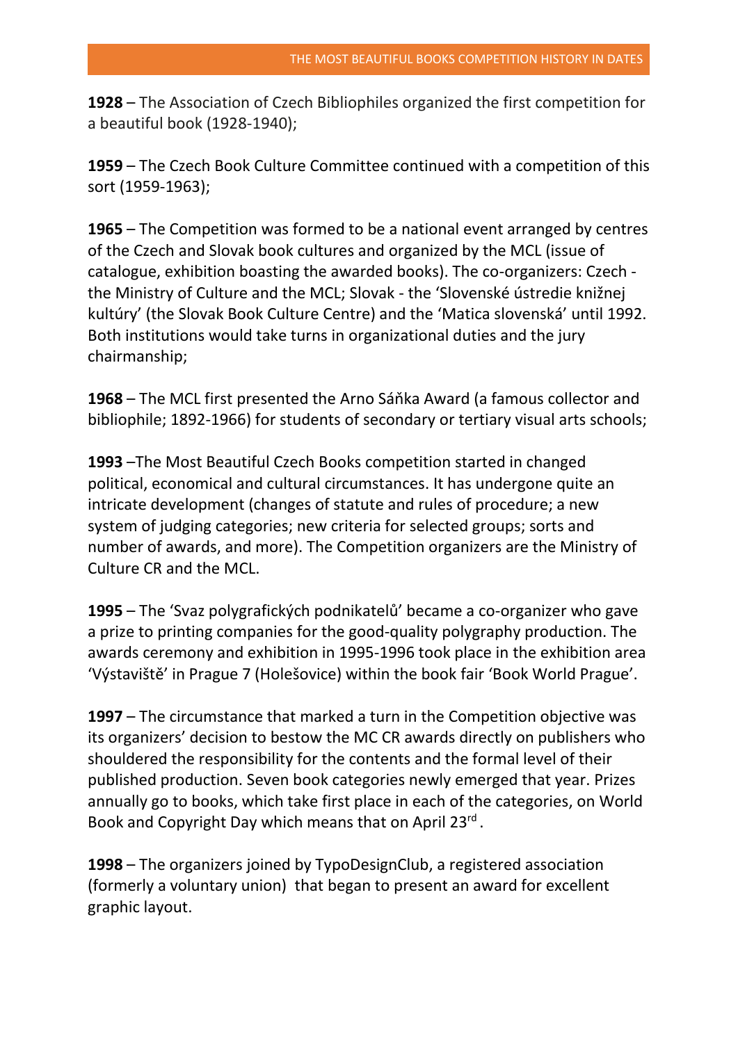# THE MOST BEAUTIFUL BOOKS COMPETITION HISTORY IN DATES

**1928** – The Association of Czech Bibliophiles organized the first competition for a beautiful book (1928-1940);

**1959** – The Czech Book Culture Committee continued with a competition of this sort (1959-1963);

**1965** – The Competition was formed to be a national event arranged by centres of the Czech and Slovak book cultures and organized by the MCL (issue of catalogue, exhibition boasting the awarded books). The co-organizers: Czech - the Ministry of Culture and the MCL; Slovak - the 'Slovenské ústredie knižnej kultúry' (the Slovak Book Culture Centre) and the 'Matica slovenská' until 1992. Both institutions would take turns in organizational duties and the jury chairmanship;

**1968** – The MCL first presented the Arno Sáňka Award (a famous collector and bibliophile; 1892-1966) for students of secondary or tertiary visual arts schools;

**1993** –The Most Beautiful Czech Books competition started in changed political, economical and cultural circumstances. It has undergone quite an intricate development (changes of statute and rules of procedure; a new system of judging categories; new criteria for selected groups; sorts and number of awards, and more). The Competition organizers are the Ministry of Culture CR and the MCL.

**1995** – The 'Svaz polygrafických podnikatelů' became a co-organizer who gave a prize to printing companies for the good-quality polygraphy production. The awards ceremony and exhibition in 1995-1996 took place in the exhibition area 'Výstaviště' in Prague 7 (Holešovice) within the book fair 'Book World Prague'.

**1997** – The circumstance that marked a turn in the Competition objective was its organizers' decision to bestow the MC CR awards directly on publishers who shouldered the responsibility for the contents and the formal level of their published production. Seven book categories newly emerged that year. Prizes annually go to books, which take first place in each of the categories, on World Book and Copyright Day which means that on April 23rd .

**1998** – The organizers joined by TypoDesignClub, a registered association (formerly a voluntary union) that began to present an award for excellent graphic layout.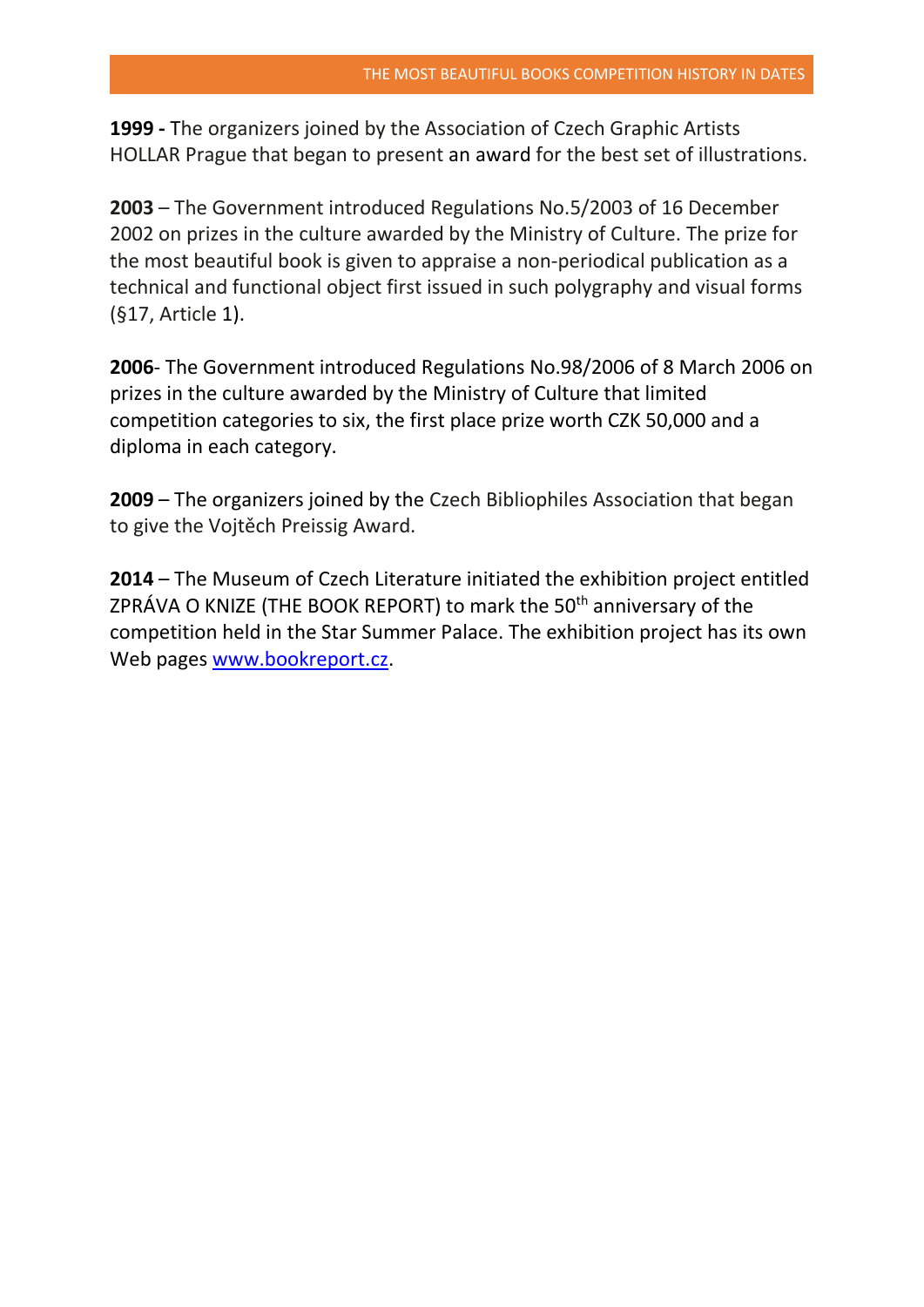**1999 -** The organizers joined by the Association of Czech Graphic Artists HOLLAR Prague that began to present an award for the best set of illustrations.

**2003** – The Government introduced Regulations No.5/2003 of 16 December 2002 on prizes in the culture awarded by the Ministry of Culture. The prize for the most beautiful book is given to appraise a non-periodical publication as a technical and functional object first issued in such polygraphy and visual forms (§17, Article 1).

**2006**- The Government introduced Regulations No.98/2006 of 8 March 2006 on prizes in the culture awarded by the Ministry of Culture that limited competition categories to six, the first place prize worth CZK 50,000 and a diploma in each category.

**2009** – The organizers joined by the Czech Bibliophiles Association that began to give the Vojtěch Preissig Award.

**2014** – The Museum of Czech Literature initiated the exhibition project entitled ZPRÁVA O KNIZE (THE BOOK REPORT) to mark the 50th anniversary of the competition held in the Star Summer Palace. The exhibition project has its own Web pages [www.bookreport.cz](http://www.bookreport.cz).